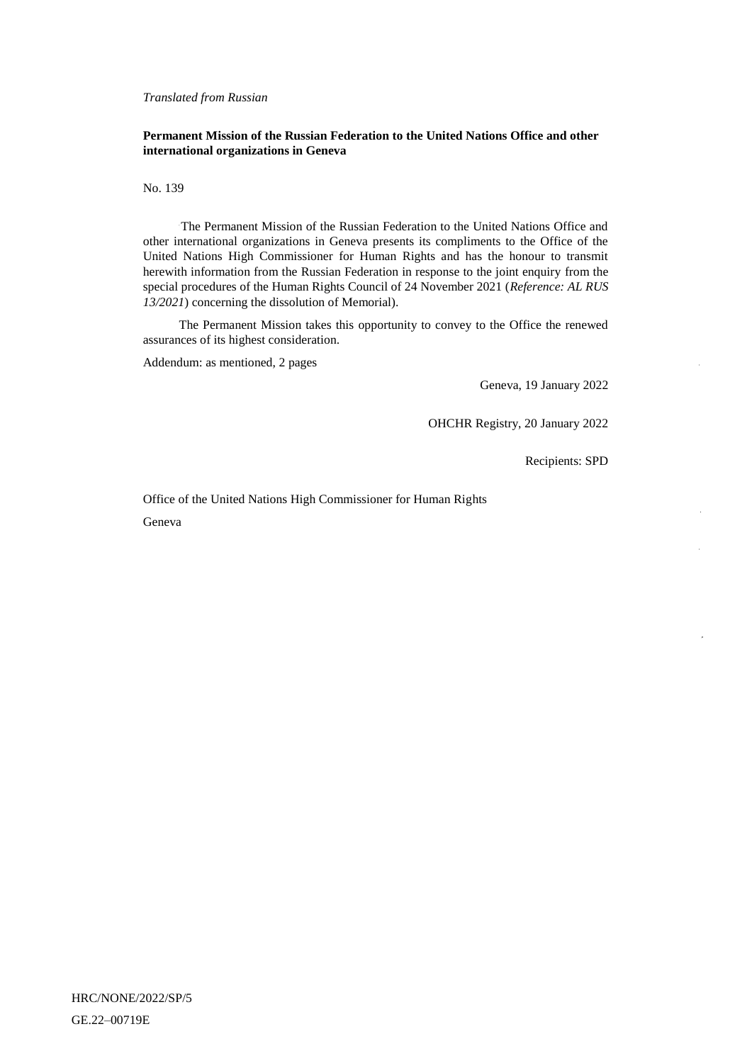*Translated from Russian*

**Permanent Mission of the Russian Federation to the United Nations Office and other international organizations in Geneva**

No. 139

The Permanent Mission of the Russian Federation to the United Nations Office and other international organizations in Geneva presents its compliments to the Office of the United Nations High Commissioner for Human Rights and has the honour to transmit herewith information from the Russian Federation in response to the joint enquiry from the special procedures of the Human Rights Council of 24 November 2021 (*Reference: AL RUS 13/2021*) concerning the dissolution of Memorial).

The Permanent Mission takes this opportunity to convey to the Office the renewed assurances of its highest consideration.

Addendum: as mentioned, 2 pages

Geneva, 19 January 2022

OHCHR Registry, 20 January 2022

Recipients: SPD

Office of the United Nations High Commissioner for Human Rights

Geneva

HRC/NONE/2022/SP/5

GE.22–00719E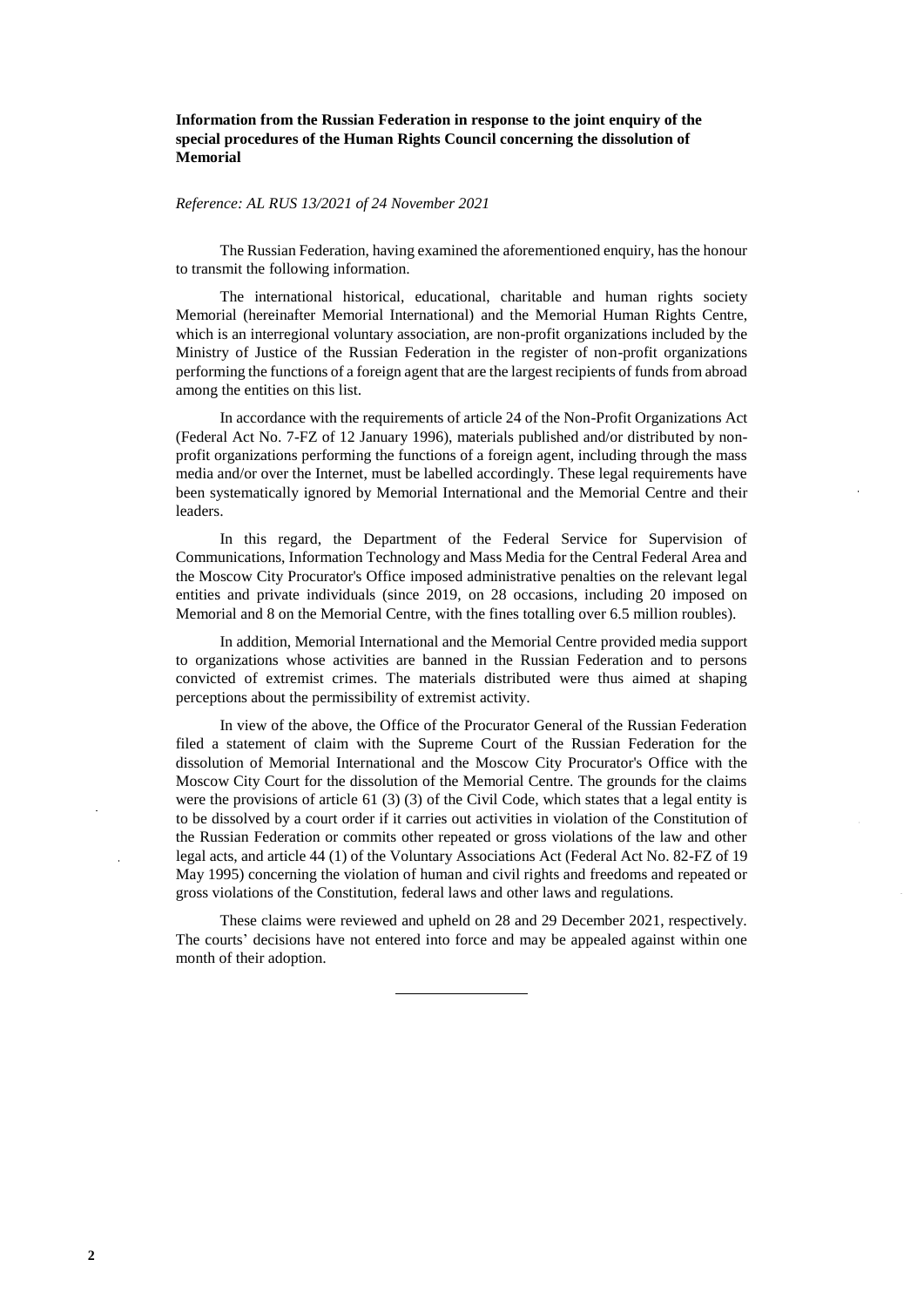**Information from the Russian Federation in response to the joint enquiry of the special procedures of the Human Rights Council concerning the dissolution of Memorial**

*Reference: AL RUS 13/2021 of 24 November 2021*

The Russian Federation, having examined the aforementioned enquiry, has the honour to transmit the following information.

The international historical, educational, charitable and human rights society Memorial (hereinafter Memorial International) and the Memorial Human Rights Centre, which is an interregional voluntary association, are non-profit organizations included by the Ministry of Justice of the Russian Federation in the register of non-profit organizations performing the functions of a foreign agent that are the largest recipients of funds from abroad among the entities on this list.

In accordance with the requirements of article 24 of the Non-Profit Organizations Act (Federal Act No. 7-FZ of 12 January 1996), materials published and/or distributed by non-profit organizations performing the functions of a foreign agent, including through the mass media and/or over the Internet, must be labelled accordingly. These legal requirements have been systematically ignored by Memorial International and the Memorial Centre and their leaders.

In this regard, the Department of the Federal Service for Supervision of Communications, Information Technology and Mass Media for the Central Federal Area and the Moscow City Procurator's Office imposed administrative penalties on the relevant legal entities and private individuals (since 2019, on 28 occasions, including 20 imposed on Memorial and 8 on the Memorial Centre, with the fines totalling over 6.5 million roubles).

In addition, Memorial International and the Memorial Centre provided media support to organizations whose activities are banned in the Russian Federation and to persons convicted of extremist crimes. The materials distributed were thus aimed at shaping perceptions about the permissibility of extremist activity.

In view of the above, the Office of the Procurator General of the Russian Federation filed a statement of claim with the Supreme Court of the Russian Federation for the dissolution of Memorial International and the Moscow City Procurator's Office with the Moscow City Court for the dissolution of the Memorial Centre. The grounds for the claims were the provisions of article 61 (3) (3) of the Civil Code, which states that a legal entity is to be dissolved by a court order if it carries out activities in violation of the Constitution of the Russian Federation or commits other repeated or gross violations of the law and other legal acts, and article 44 (1) of the Voluntary Associations Act (Federal Act No. 82-FZ of 19 May 1995) concerning the violation of human and civil rights and freedoms and repeated or gross violations of the Constitution, federal laws and other laws and regulations.

These claims were reviewed and upheld on 28 and 29 December 2021, respectively. The courts' decisions have not entered into force and may be appealed against within one month of their adoption.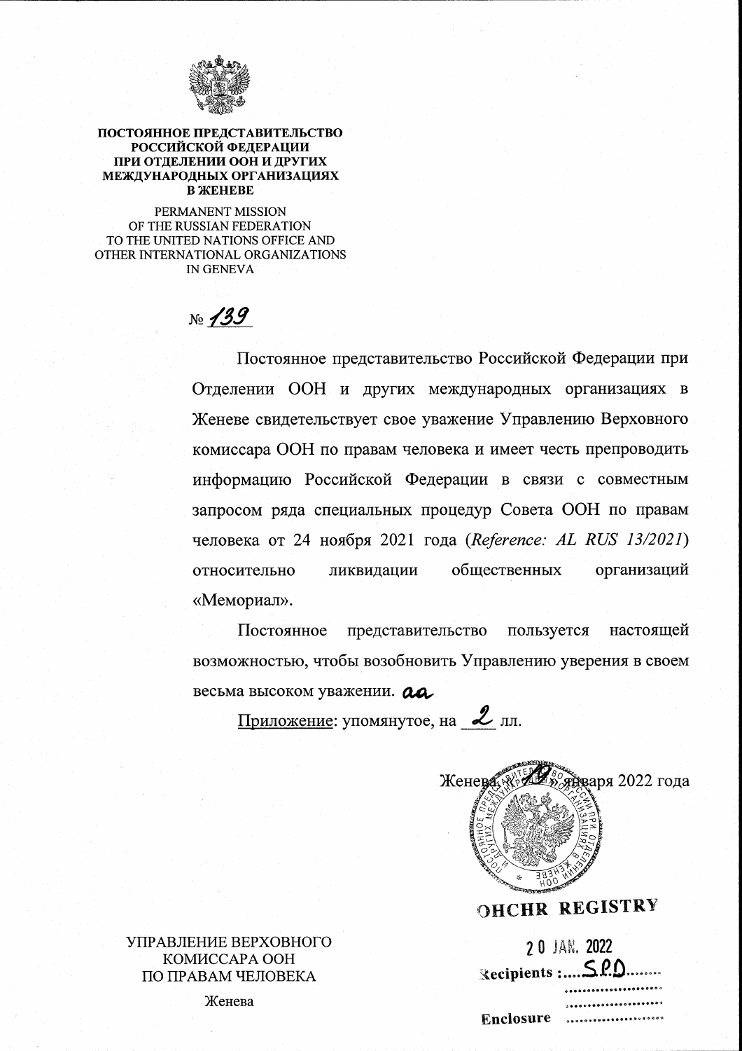**ПОСТОЯННОЕ ПРЕДСТАВИТЕЛЬСТВО РОССИЙСКОЙ ФЕДЕРАЦИИ ПРИ ОТДЕЛЕНИИ ООН И ДРУГИХ МЕЖДУНАРОДНЫХ ОРГАНИЗАЦИЯХ В ЖЕНЕВЕ**

PERMANENT MISSION OF THE RUSSIAN FEDERATION TO THE UNITED NATIONS OFFICE AND OTHER INTERNATIONAL ORGANIZATIONS IN GENEVA

№ 139

Постоянное представительство Российской Федерации при Отделении ООН и других международных организациях в Женеве свидетельствует свое уважение Управлению Верховного комиссара ООН по правам человека и имеет честь препроводить информацию Российской Федерации в связи с совместным запросом ряда специальных процедур Совета ООН по правам человека от 24 ноября 2021 года (*Reference: AL RUS 13/2021*) относительно ликвидации общественных организаций «Мемориал».

Постоянное представительство пользуется настоящей возможностью, чтобы возобновить Управлению уверения в своем весьма высоком уважении. aa

Приложение: упомянутое, на 2 лл.

Женева, «19» января 2022 года

OHCHR REGISTRY

20 JAN. 2022

Recipients: SPD

Enclosure

УПРАВЛЕНИЕ ВЕРХОВНОГО КОМИССАРА ООН ПО ПРАВАМ ЧЕЛОВЕКА

Женева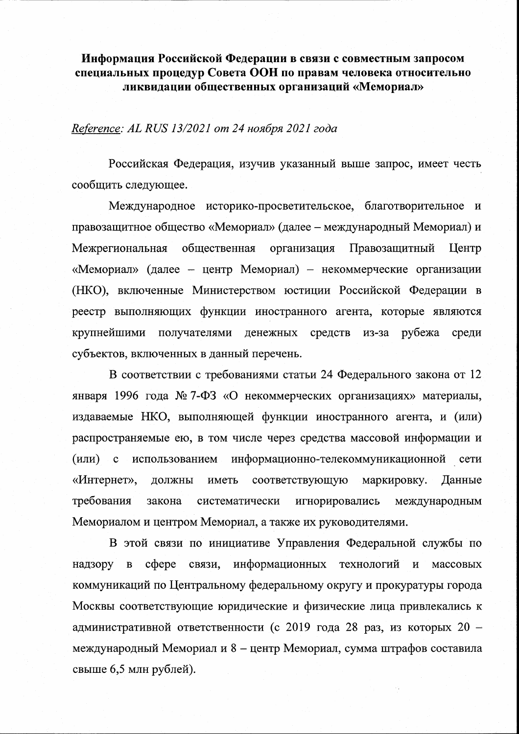**Информация Российской Федерации в связи с совместным запросом специальных процедур Совета ООН по правам человека относительно ликвидации общественных организаций «Мемориал»**

*<u>Reference</u>: AL RUS 13/2021 от 24 ноября 2021 года*

Российская Федерация, изучив указанный выше запрос, имеет честь сообщить следующее.

Международное историко-просветительское, благотворительное и правозащитное общество «Мемориал» (далее – международный Мемориал) и Межрегиональная общественная организация Правозащитный Центр «Мемориал» (далее – центр Мемориал) – некоммерческие организации (НКО), включенные Министерством юстиции Российской Федерации в реестр выполняющих функции иностранного агента, которые являются крупнейшими получателями денежных средств из-за рубежа среди субъектов, включенных в данный перечень.

В соответствии с требованиями статьи 24 Федерального закона от 12 января 1996 года № 7-ФЗ «О некоммерческих организациях» материалы, издаваемые НКО, выполняющей функции иностранного агента, и (или) распространяемые ею, в том числе через средства массовой информации и (или) с использованием информационно-телекоммуникационной сети «Интернет», должны иметь соответствующую маркировку. Данные требования закона систематически игнорировались международным Мемориалом и центром Мемориал, а также их руководителями.

В этой связи по инициативе Управления Федеральной службы по надзору в сфере связи, информационных технологий и массовых коммуникаций по Центральному федеральному округу и прокуратуры города Москвы соответствующие юридические и физические лица привлекались к административной ответственности (с 2019 года 28 раз, из которых 20 – международный Мемориал и 8 – центр Мемориал, сумма штрафов составила свыше 6,5 млн рублей).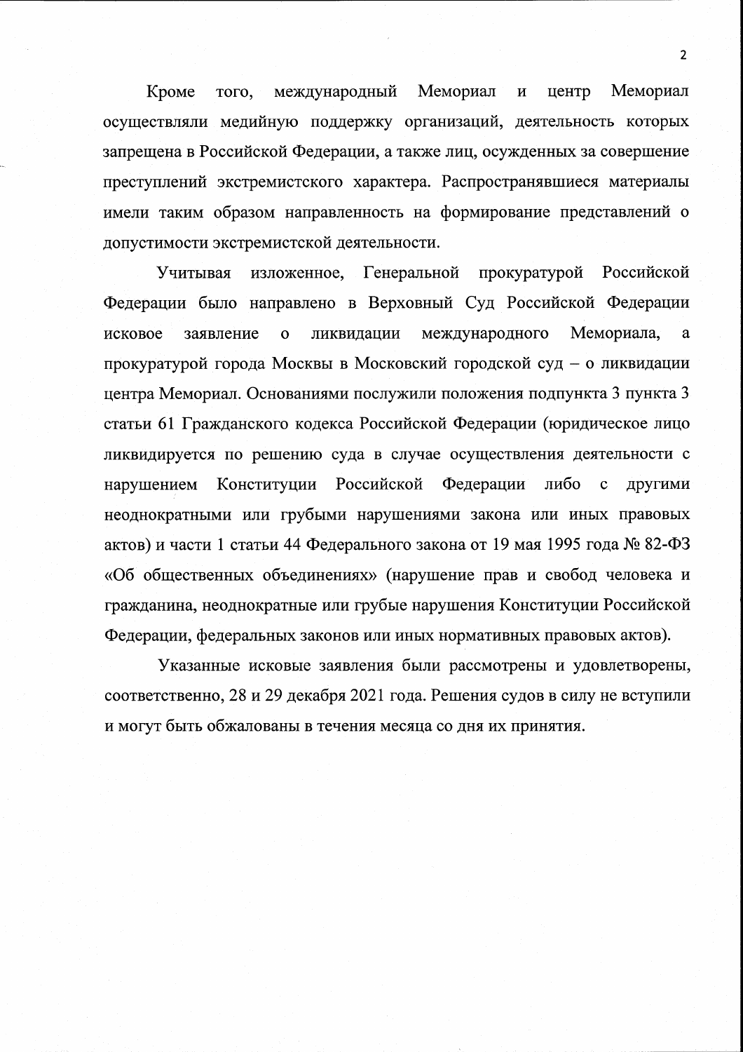Кроме того, международный Мемориал и центр Мемориал осуществляли медийную поддержку организаций, деятельность которых запрещена в Российской Федерации, а также лиц, осужденных за совершение преступлений экстремистского характера. Распространявшиеся материалы имели таким образом направленность на формирование представлений о допустимости экстремистской деятельности.

Учитывая изложенное, Генеральной прокуратурой Российской Федерации было направлено в Верховный Суд Российской Федерации исковое заявление о ликвидации международного Мемориала, а прокуратурой города Москвы в Московский городской суд – о ликвидации центра Мемориал. Основаниями послужили положения подпункта 3 пункта 3 статьи 61 Гражданского кодекса Российской Федерации (юридическое лицо ликвидируется по решению суда в случае осуществления деятельности с нарушением Конституции Российской Федерации либо с другими неоднократными или грубыми нарушениями закона или иных правовых актов) и части 1 статьи 44 Федерального закона от 19 мая 1995 года № 82-ФЗ «Об общественных объединениях» (нарушение прав и свобод человека и гражданина, неоднократные или грубые нарушения Конституции Российской Федерации, федеральных законов или иных нормативных правовых актов).

Указанные исковые заявления были рассмотрены и удовлетворены, соответственно, 28 и 29 декабря 2021 года. Решения судов в силу не вступили и могут быть обжалованы в течения месяца со дня их принятия.